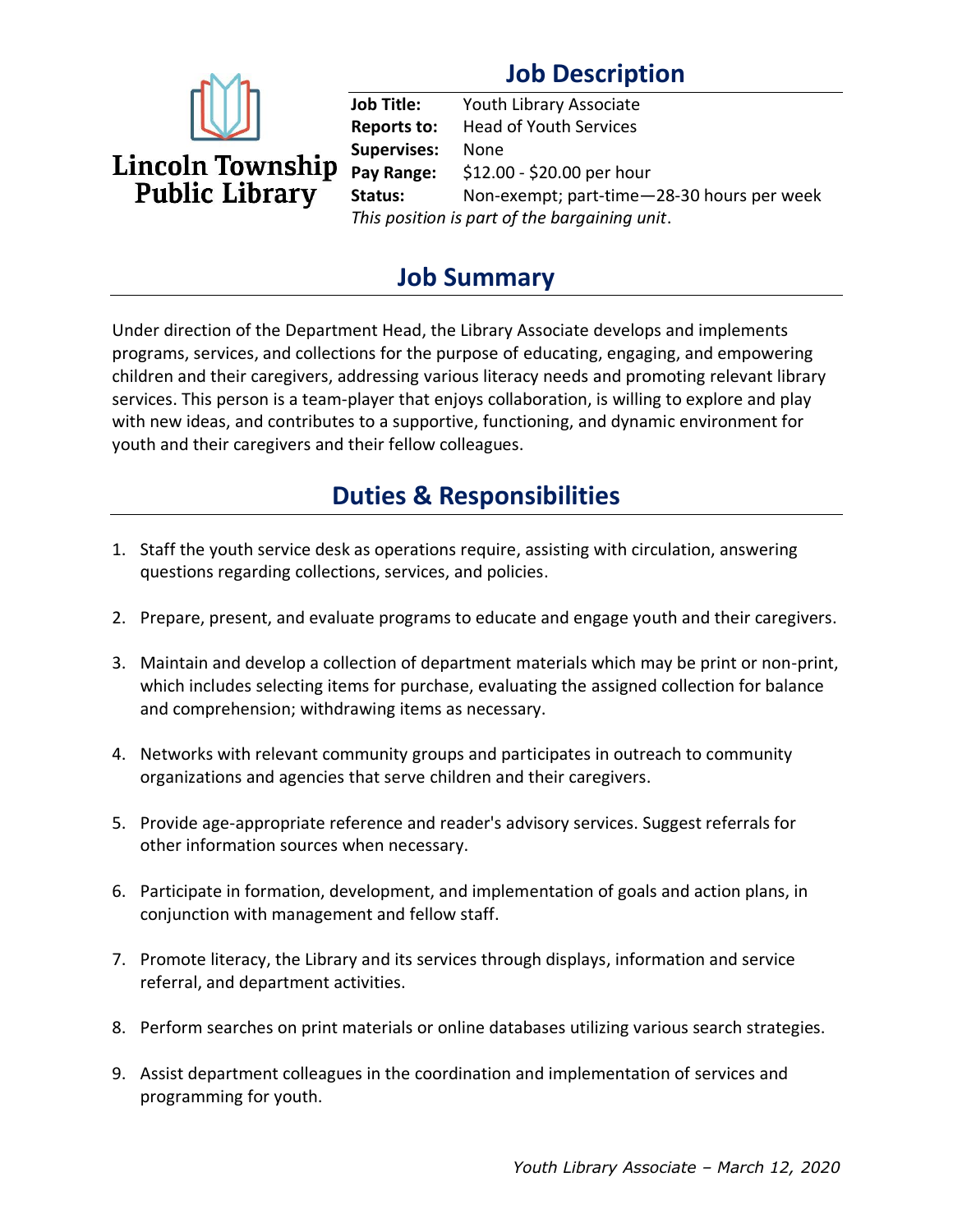Lincoln Township Public Library

# Job Description

**Job Title:** Youth Library Associate
**Reports to:** Head of Youth Services
**Supervises:** None
**Pay Range:** $12.00 - $20.00 per hour
**Status:** Non-exempt; part-time—28-30 hours per week
*This position is part of the bargaining unit*.

## Job Summary

Under direction of the Department Head, the Library Associate develops and implements programs, services, and collections for the purpose of educating, engaging, and empowering children and their caregivers, addressing various literacy needs and promoting relevant library services. This person is a team-player that enjoys collaboration, is willing to explore and play with new ideas, and contributes to a supportive, functioning, and dynamic environment for youth and their caregivers and their fellow colleagues.

## Duties & Responsibilities

1. Staff the youth service desk as operations require, assisting with circulation, answering questions regarding collections, services, and policies.

2. Prepare, present, and evaluate programs to educate and engage youth and their caregivers.

3. Maintain and develop a collection of department materials which may be print or non-print, which includes selecting items for purchase, evaluating the assigned collection for balance and comprehension; withdrawing items as necessary.

4. Networks with relevant community groups and participates in outreach to community organizations and agencies that serve children and their caregivers.

5. Provide age-appropriate reference and reader's advisory services. Suggest referrals for other information sources when necessary.

6. Participate in formation, development, and implementation of goals and action plans, in conjunction with management and fellow staff.

7. Promote literacy, the Library and its services through displays, information and service referral, and department activities.

8. Perform searches on print materials or online databases utilizing various search strategies.

9. Assist department colleagues in the coordination and implementation of services and programming for youth.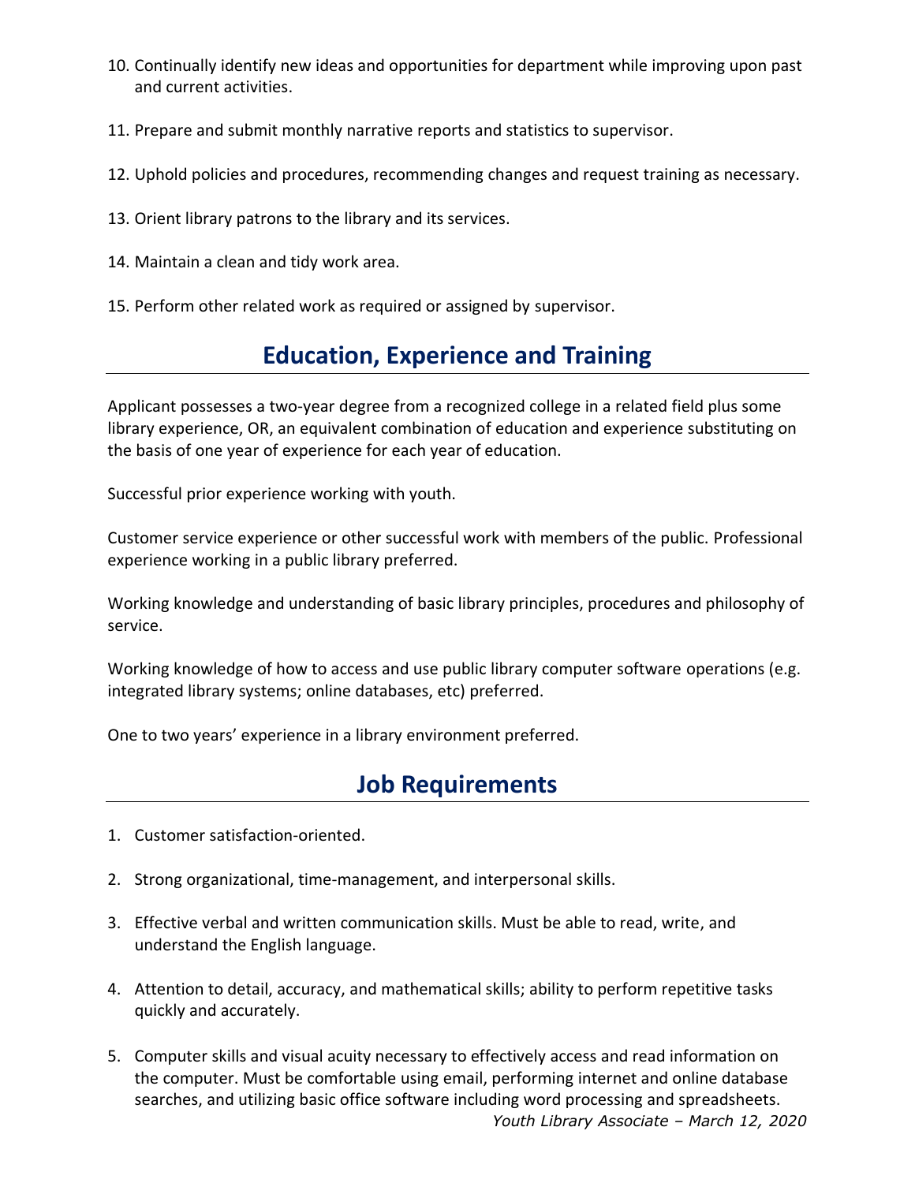10. Continually identify new ideas and opportunities for department while improving upon past and current activities.

11. Prepare and submit monthly narrative reports and statistics to supervisor.

12. Uphold policies and procedures, recommending changes and request training as necessary.

13. Orient library patrons to the library and its services.

14. Maintain a clean and tidy work area.

15. Perform other related work as required or assigned by supervisor.

## Education, Experience and Training

Applicant possesses a two-year degree from a recognized college in a related field plus some library experience, OR, an equivalent combination of education and experience substituting on the basis of one year of experience for each year of education.

Successful prior experience working with youth.

Customer service experience or other successful work with members of the public. Professional experience working in a public library preferred.

Working knowledge and understanding of basic library principles, procedures and philosophy of service.

Working knowledge of how to access and use public library computer software operations (e.g. integrated library systems; online databases, etc) preferred.

One to two years' experience in a library environment preferred.

## Job Requirements

1. Customer satisfaction-oriented.

2. Strong organizational, time-management, and interpersonal skills.

3. Effective verbal and written communication skills. Must be able to read, write, and understand the English language.

4. Attention to detail, accuracy, and mathematical skills; ability to perform repetitive tasks quickly and accurately.

5. Computer skills and visual acuity necessary to effectively access and read information on the computer. Must be comfortable using email, performing internet and online database searches, and utilizing basic office software including word processing and spreadsheets.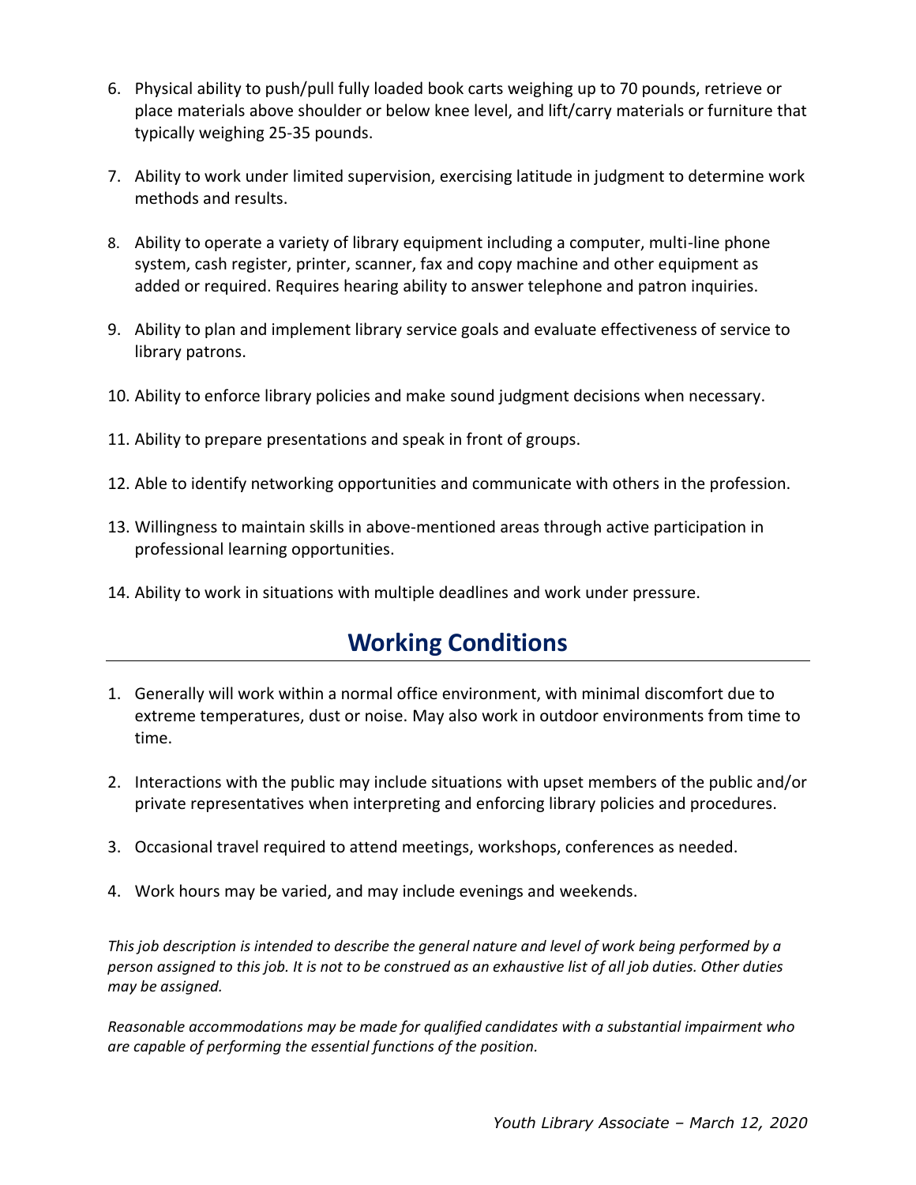6. Physical ability to push/pull fully loaded book carts weighing up to 70 pounds, retrieve or place materials above shoulder or below knee level, and lift/carry materials or furniture that typically weighing 25-35 pounds.

7. Ability to work under limited supervision, exercising latitude in judgment to determine work methods and results.

8. Ability to operate a variety of library equipment including a computer, multi-line phone system, cash register, printer, scanner, fax and copy machine and other equipment as added or required. Requires hearing ability to answer telephone and patron inquiries.

9. Ability to plan and implement library service goals and evaluate effectiveness of service to library patrons.

10. Ability to enforce library policies and make sound judgment decisions when necessary.

11. Ability to prepare presentations and speak in front of groups.

12. Able to identify networking opportunities and communicate with others in the profession.

13. Willingness to maintain skills in above-mentioned areas through active participation in professional learning opportunities.

14. Ability to work in situations with multiple deadlines and work under pressure.

## Working Conditions

1. Generally will work within a normal office environment, with minimal discomfort due to extreme temperatures, dust or noise. May also work in outdoor environments from time to time.

2. Interactions with the public may include situations with upset members of the public and/or private representatives when interpreting and enforcing library policies and procedures.

3. Occasional travel required to attend meetings, workshops, conferences as needed.

4. Work hours may be varied, and may include evenings and weekends.

*This job description is intended to describe the general nature and level of work being performed by a person assigned to this job. It is not to be construed as an exhaustive list of all job duties. Other duties may be assigned.*

*Reasonable accommodations may be made for qualified candidates with a substantial impairment who are capable of performing the essential functions of the position.*

*Youth Library Associate – March 12, 2020*